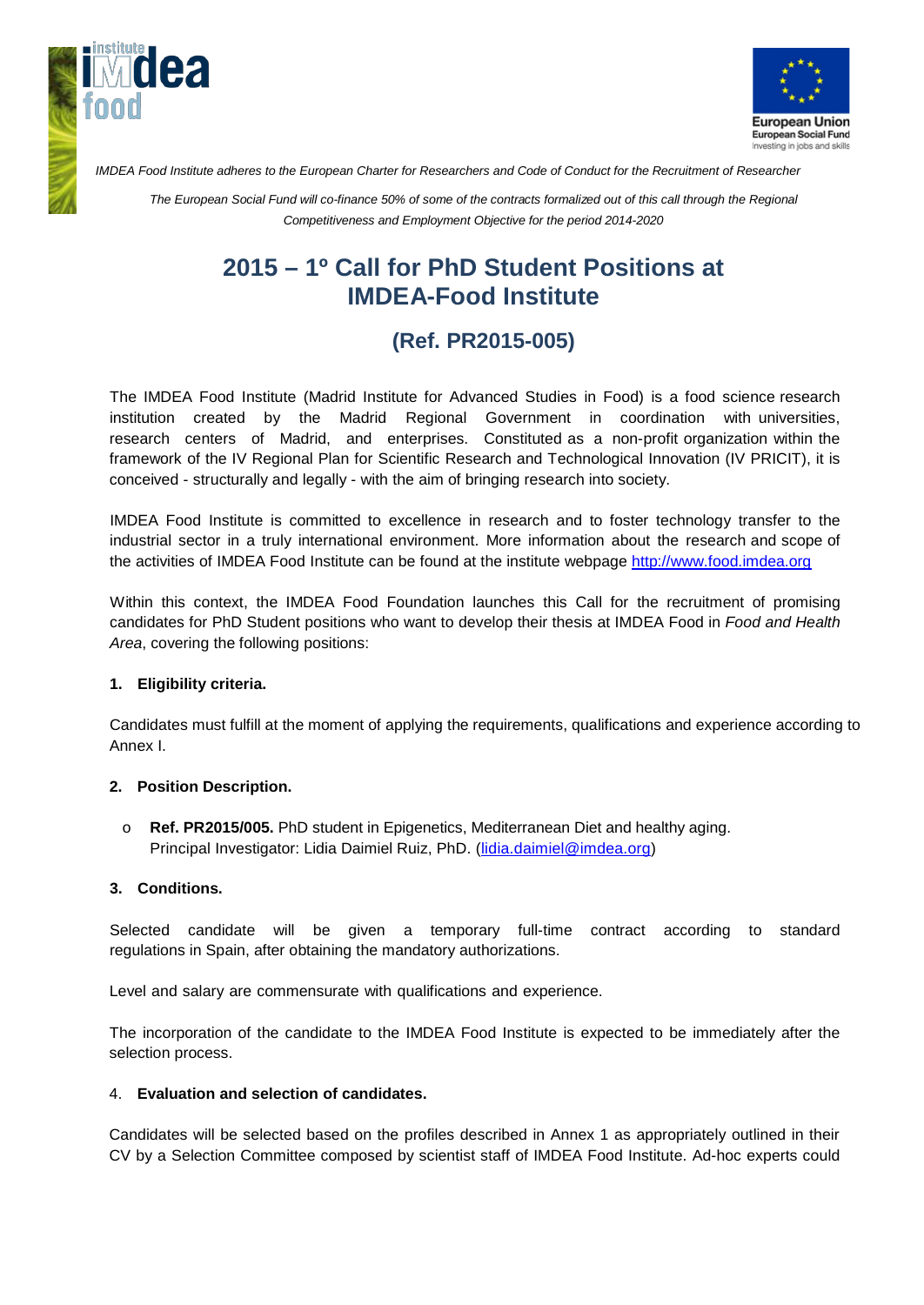*IMDEA Food Institute adheres to the European Charter for Researchers and Code of Conduct for the Recruitment of Researcher*

*The European Social Fund will co-finance 50% of some of the contracts formalized out of this call through the Regional Competitiveness and Employment Objective for the period 2014-2020*

# 2015 – 1º Call for PhD Student Positions at IMDEA-Food Institute

## (Ref. PR2015-005)

The IMDEA Food Institute (Madrid Institute for Advanced Studies in Food) is a food science research institution created by the Madrid Regional Government in coordination with universities, research centers of Madrid, and enterprises. Constituted as a non-profit organization within the framework of the IV Regional Plan for Scientific Research and Technological Innovation (IV PRICIT), it is conceived - structurally and legally - with the aim of bringing research into society.

IMDEA Food Institute is committed to excellence in research and to foster technology transfer to the industrial sector in a truly international environment. More information about the research and scope of the activities of IMDEA Food Institute can be found at the institute webpage [http://www.food.imdea.org](http://www.food.imdea.org)

Within this context, the IMDEA Food Foundation launches this Call for the recruitment of promising candidates for PhD Student positions who want to develop their thesis at IMDEA Food in *Food and Health Area*, covering the following positions:

### 1. Eligibility criteria.

Candidates must fulfill at the moment of applying the requirements, qualifications and experience according to Annex I.

### 2. Position Description.

- **Ref. PR2015/005.** PhD student in Epigenetics, Mediterranean Diet and healthy aging. Principal Investigator: Lidia Daimiel Ruiz, PhD. ([lidia.daimiel@imdea.org](mailto:lidia.daimiel@imdea.org))

### 3. Conditions.

Selected candidate will be given a temporary full-time contract according to standard regulations in Spain, after obtaining the mandatory authorizations.

Level and salary are commensurate with qualifications and experience.

The incorporation of the candidate to the IMDEA Food Institute is expected to be immediately after the selection process.

### 4. Evaluation and selection of candidates.

Candidates will be selected based on the profiles described in Annex 1 as appropriately outlined in their CV by a Selection Committee composed by scientist staff of IMDEA Food Institute. Ad-hoc experts could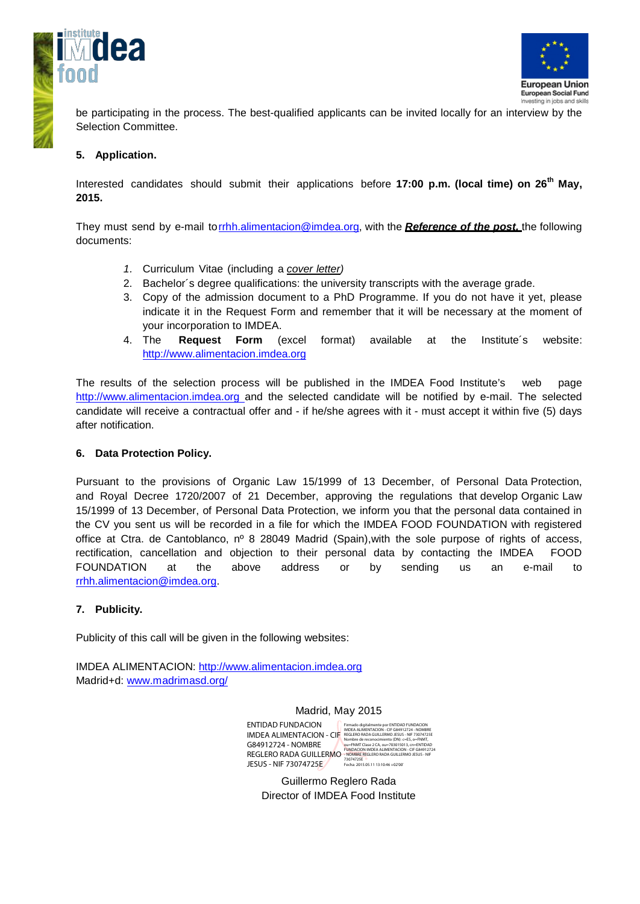be participating in the process. The best-qualified applicants can be invited locally for an interview by the Selection Committee.

## 5. Application.

Interested candidates should submit their applications before **17:00 p.m. (local time) on 26th May, 2015.**

They must send by e-mail to rrhh.alimentacion@imdea.org, with the ***Reference of the post,*** the following documents:

1. Curriculum Vitae (including a *cover letter)*
2. Bachelor´s degree qualifications: the university transcripts with the average grade.
3. Copy of the admission document to a PhD Programme. If you do not have it yet, please indicate it in the Request Form and remember that it will be necessary at the moment of your incorporation to IMDEA.
4. The **Request Form** (excel format) available at the Institute´s website: http://www.alimentacion.imdea.org

The results of the selection process will be published in the IMDEA Food Institute's web page http://www.alimentacion.imdea.org and the selected candidate will be notified by e-mail. The selected candidate will receive a contractual offer and - if he/she agrees with it - must accept it within five (5) days after notification.

## 6. Data Protection Policy.

Pursuant to the provisions of Organic Law 15/1999 of 13 December, of Personal Data Protection, and Royal Decree 1720/2007 of 21 December, approving the regulations that develop Organic Law 15/1999 of 13 December, of Personal Data Protection, we inform you that the personal data contained in the CV you sent us will be recorded in a file for which the IMDEA FOOD FOUNDATION with registered office at Ctra. de Cantoblanco, nº 8 28049 Madrid (Spain),with the sole purpose of rights of access, rectification, cancellation and objection to their personal data by contacting the IMDEA FOOD FOUNDATION at the above address or by sending us an e-mail to rrhh.alimentacion@imdea.org.

## 7. Publicity.

Publicity of this call will be given in the following websites:

IMDEA ALIMENTACION: http://www.alimentacion.imdea.org
Madrid+d: www.madrimasd.org/

Madrid, May 2015

ENTIDAD FUNDACION IMDEA ALIMENTACION - CIF G84912724 - NOMBRE REGLERO RADA GUILLERMO JESUS - NIF 73074725E

Firmado digitalmente por ENTIDAD FUNDACION IMDEA ALIMENTACION - CIF G84912724 - NOMBRE REGLERO RADA GUILLERMO JESUS - NIF 73074725E
Nombre de reconocimiento (DN): c=ES, o=FNMT, ou=FNMT Clase 2 CA, ou=703015013, cn=ENTIDAD FUNDACION IMDEA ALIMENTACION - CIF G84912724 - NOMBRE REGLERO RADA GUILLERMO JESUS - NIF 73074725E
Fecha: 2015.05.11 13:10:46 +02'00'

Guillermo Reglero Rada
Director of IMDEA Food Institute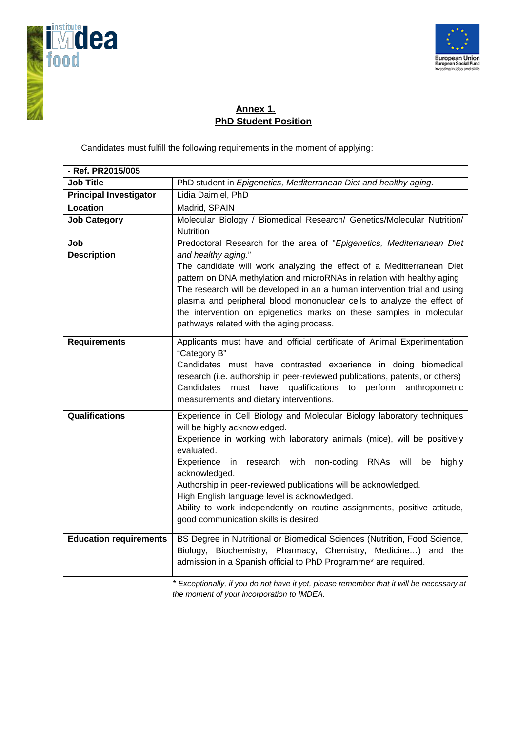## Annex 1.
## PhD Student Position

Candidates must fulfill the following requirements in the moment of applying:

| - Ref. PR2015/005 | |
|---|---|
| **Job Title** | PhD student in *Epigenetics, Mediterranean Diet and healthy aging*. |
| **Principal Investigator** | Lidia Daimiel, PhD |
| **Location** | Madrid, SPAIN |
| **Job Category** | Molecular Biology / Biomedical Research/ Genetics/Molecular Nutrition/ Nutrition |
| **Job Description** | Predoctoral Research for the area of "*Epigenetics, Mediterranean Diet and healthy aging*."<br>The candidate will work analyzing the effect of a Meditterranean Diet pattern on DNA methylation and microRNAs in relation with healthy aging The research will be developed in an a human intervention trial and using plasma and peripheral blood mononuclear cells to analyze the effect of the intervention on epigenetics marks on these samples in molecular pathways related with the aging process. |
| **Requirements** | Applicants must have and official certificate of Animal Experimentation "Category B"<br>Candidates must have contrasted experience in doing biomedical research (i.e. authorship in peer-reviewed publications, patents, or others)<br>Candidates must have qualifications to perform anthropometric measurements and dietary interventions. |
| **Qualifications** | Experience in Cell Biology and Molecular Biology laboratory techniques will be highly acknowledged.<br>Experience in working with laboratory animals (mice), will be positively evaluated.<br>Experience in research with non-coding RNAs will be highly acknowledged.<br>Authorship in peer-reviewed publications will be acknowledged.<br>High English language level is acknowledged.<br>Ability to work independently on routine assignments, positive attitude, good communication skills is desired. |
| **Education requirements** | BS Degree in Nutritional or Biomedical Sciences (Nutrition, Food Science, Biology, Biochemistry, Pharmacy, Chemistry, Medicine…) and the admission in a Spanish official to PhD Programme* are required. |

*\* Exceptionally, if you do not have it yet, please remember that it will be necessary at the moment of your incorporation to IMDEA.*